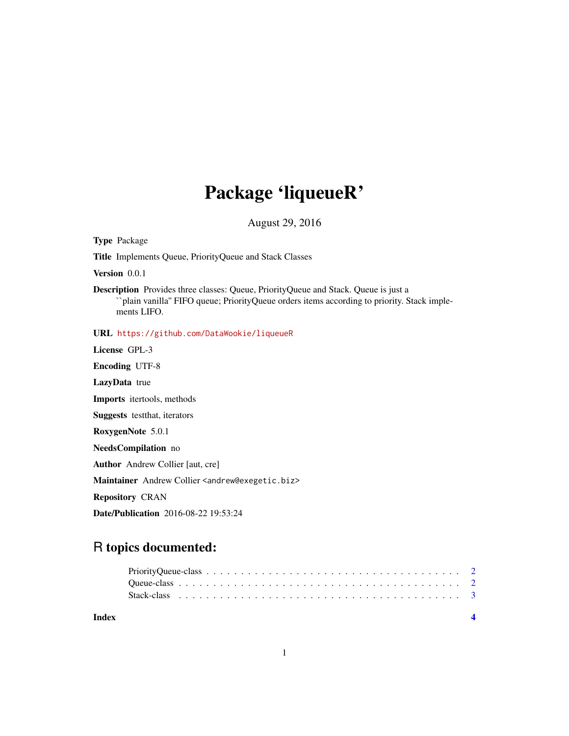# Package 'liqueueR'

August 29, 2016

**Type** Package

**Title** Implements Queue, PriorityQueue and Stack Classes

**Version** 0.0.1

**Description** Provides three classes: Queue, PriorityQueue and Stack. Queue is just a ``plain vanilla'' FIFO queue; PriorityQueue orders items according to priority. Stack implements LIFO.

**URL** https://github.com/DataWookie/liqueueR

**License** GPL-3

**Encoding** UTF-8

**LazyData** true

**Imports** itertools, methods

**Suggests** testthat, iterators

**RoxygenNote** 5.0.1

**NeedsCompilation** no

**Author** Andrew Collier [aut, cre]

**Maintainer** Andrew Collier <andrew@exegetic.biz>

**Repository** CRAN

**Date/Publication** 2016-08-22 19:53:24

## R topics documented:

- PriorityQueue-class . . . . . . . . . . . . . . . . . . . . . . . . . . . . . . . . . . . 2
- Queue-class . . . . . . . . . . . . . . . . . . . . . . . . . . . . . . . . . . . . . . . 2
- Stack-class . . . . . . . . . . . . . . . . . . . . . . . . . . . . . . . . . . . . . . . 3

**Index** **4**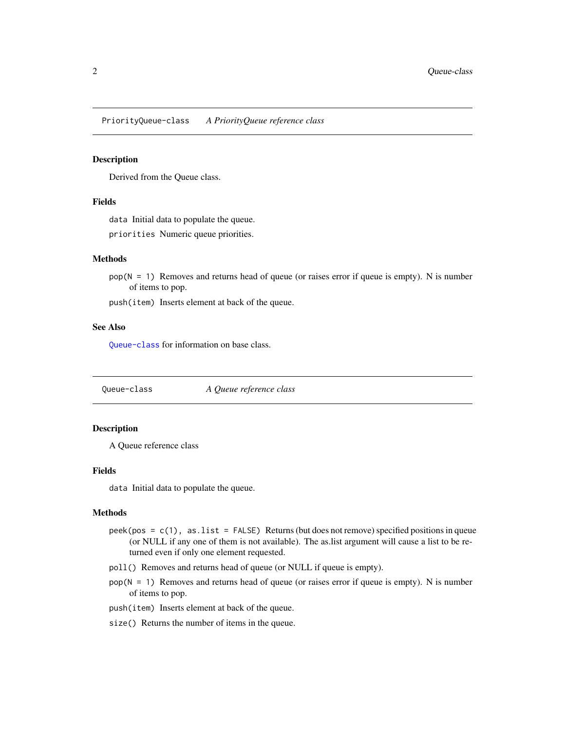## PriorityQueue-class *A PriorityQueue reference class*

### Description

Derived from the Queue class.

### Fields

`data` Initial data to populate the queue.

`priorities` Numeric queue priorities.

### Methods

`pop(N = 1)` Removes and returns head of queue (or raises error if queue is empty). N is number of items to pop.

`push(item)` Inserts element at back of the queue.

### See Also

`Queue-class` for information on base class.

## Queue-class *A Queue reference class*

### Description

A Queue reference class

### Fields

`data` Initial data to populate the queue.

### Methods

`peek(pos = c(1), as.list = FALSE)` Returns (but does not remove) specified positions in queue (or NULL if any one of them is not available). The as.list argument will cause a list to be returned even if only one element requested.

`poll()` Removes and returns head of queue (or NULL if queue is empty).

`pop(N = 1)` Removes and returns head of queue (or raises error if queue is empty). N is number of items to pop.

`push(item)` Inserts element at back of the queue.

`size()` Returns the number of items in the queue.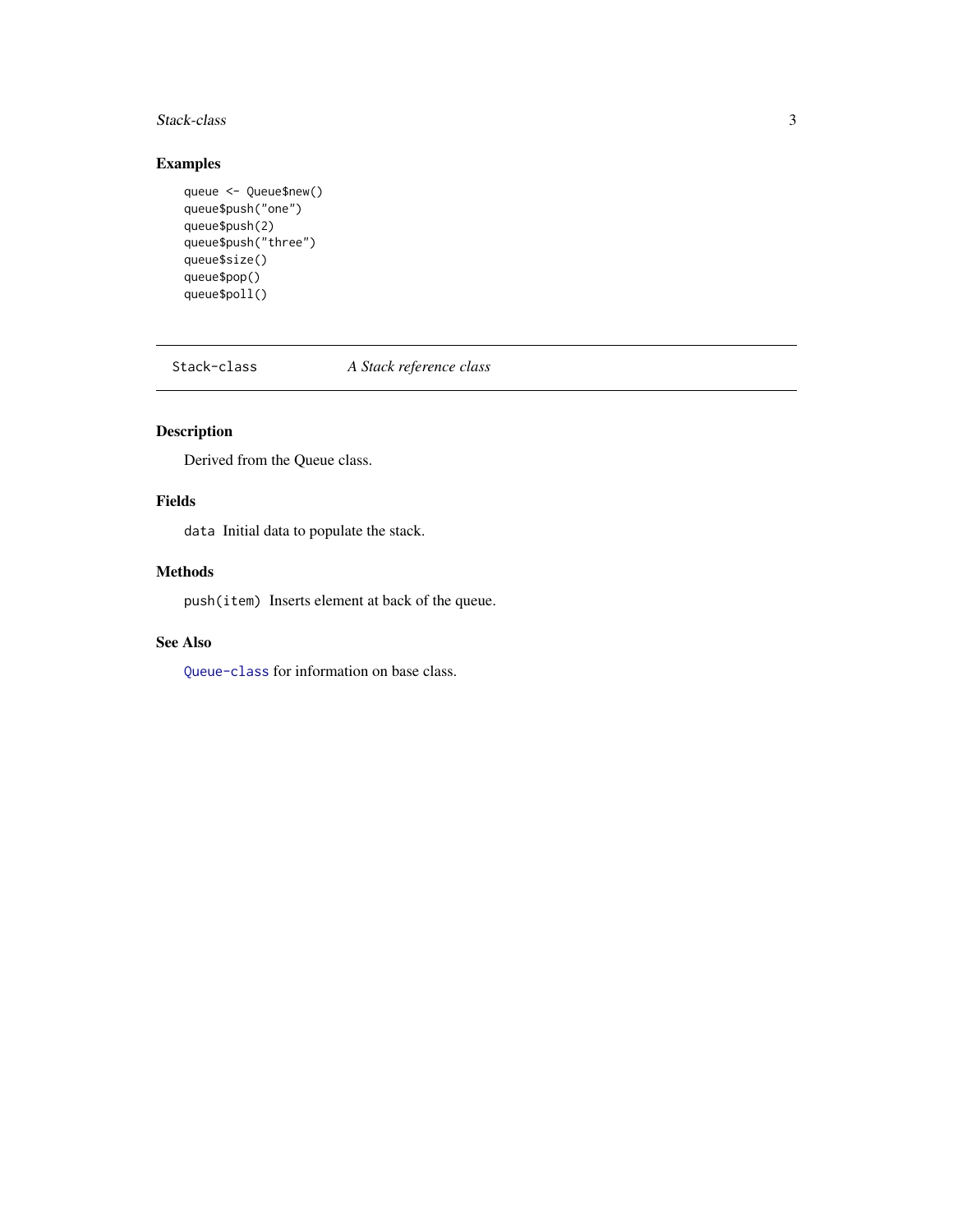## Examples

```
queue <- Queue$new()
queue$push("one")
queue$push(2)
queue$push("three")
queue$size()
queue$pop()
queue$poll()
```

---

`Stack-class` *A Stack reference class*

---

## Description

Derived from the Queue class.

## Fields

`data` Initial data to populate the stack.

## Methods

`push(item)` Inserts element at back of the queue.

## See Also

`Queue-class` for information on base class.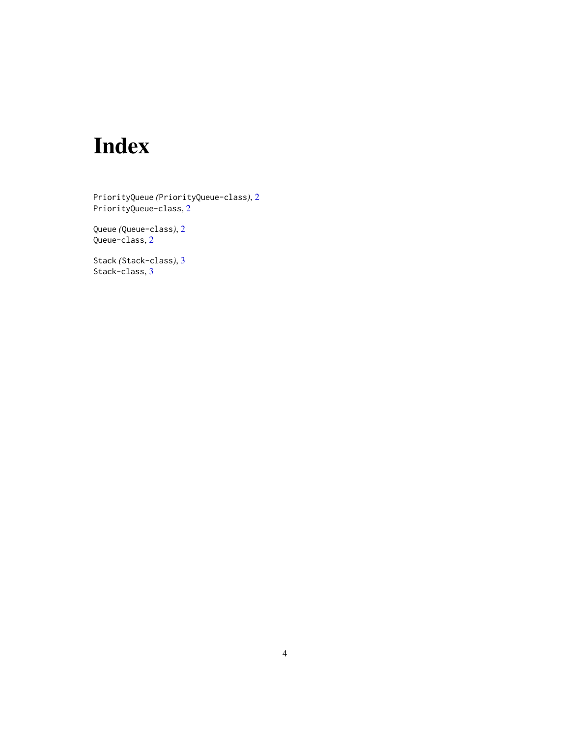# Index

PriorityQueue (PriorityQueue-class), 2
PriorityQueue-class, 2

Queue (Queue-class), 2
Queue-class, 2

Stack (Stack-class), 3
Stack-class, 3